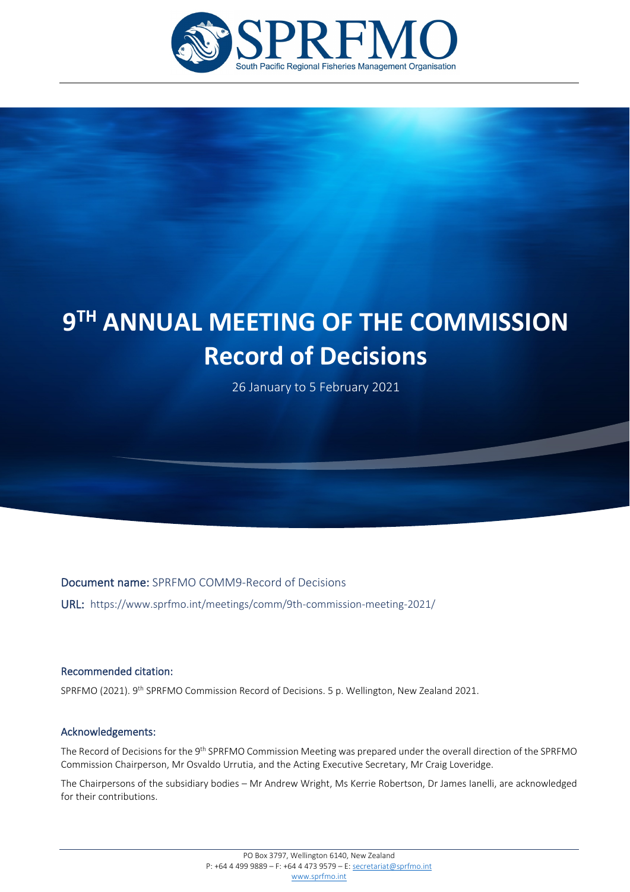SPRFMO
South Pacific Regional Fisheries Management Organisation

# 9TH ANNUAL MEETING OF THE COMMISSION
# Record of Decisions

26 January to 5 February 2021

**Document name:** SPRFMO COMM9-Record of Decisions

**URL:** https://www.sprfmo.int/meetings/comm/9th-commission-meeting-2021/

### Recommended citation:

SPRFMO (2021). 9th SPRFMO Commission Record of Decisions. 5 p. Wellington, New Zealand 2021.

### Acknowledgements:

The Record of Decisions for the 9th SPRFMO Commission Meeting was prepared under the overall direction of the SPRFMO Commission Chairperson, Mr Osvaldo Urrutia, and the Acting Executive Secretary, Mr Craig Loveridge.

The Chairpersons of the subsidiary bodies – Mr Andrew Wright, Ms Kerrie Robertson, Dr James Ianelli, are acknowledged for their contributions.

PO Box 3797, Wellington 6140, New Zealand
P: +64 4 499 9889 – F: +64 4 473 9579 – E: secretariat@sprfmo.int
www.sprfmo.int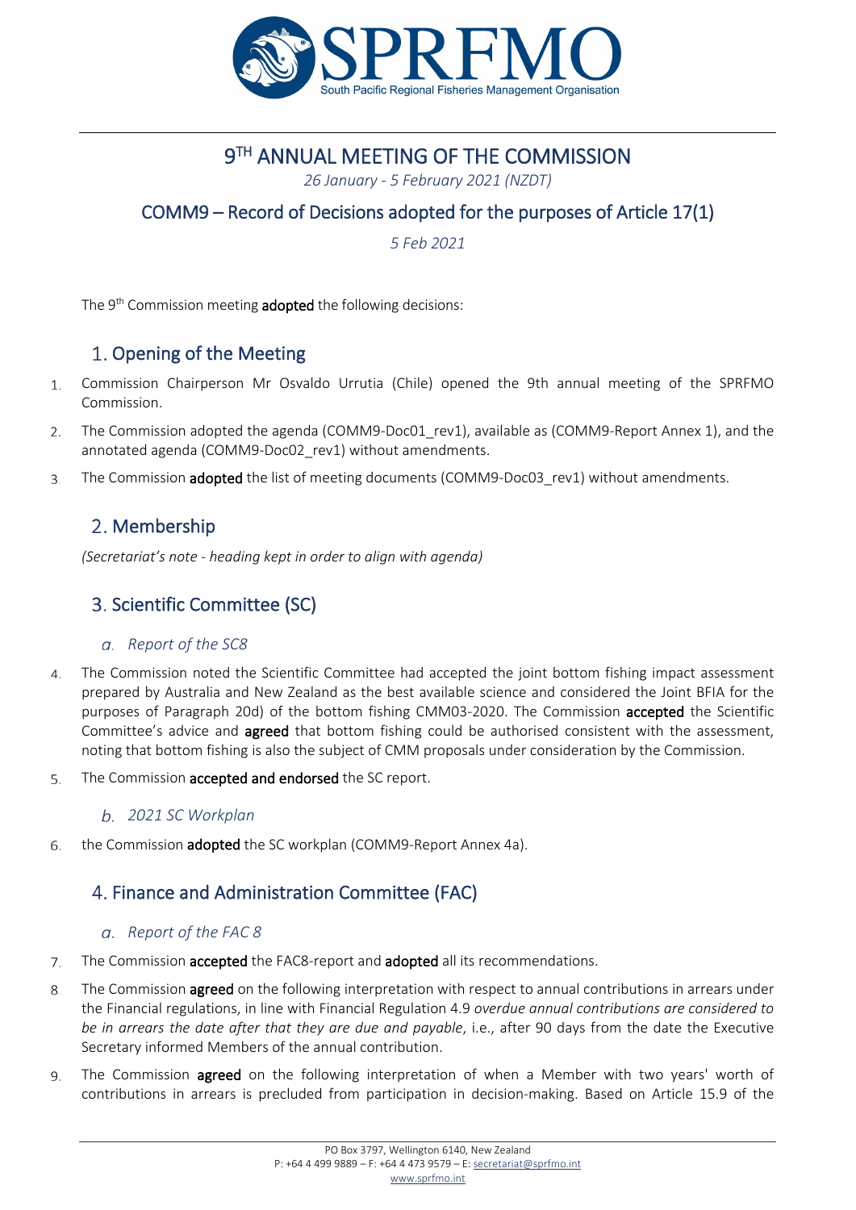# 9TH ANNUAL MEETING OF THE COMMISSION

*26 January - 5 February 2021 (NZDT)*

## COMM9 – Record of Decisions adopted for the purposes of Article 17(1)

*5 Feb 2021*

The 9th Commission meeting **adopted** the following decisions:

## 1. Opening of the Meeting

1. Commission Chairperson Mr Osvaldo Urrutia (Chile) opened the 9th annual meeting of the SPRFMO Commission.
2. The Commission adopted the agenda (COMM9-Doc01_rev1), available as (COMM9-Report Annex 1), and the annotated agenda (COMM9-Doc02_rev1) without amendments.
3. The Commission **adopted** the list of meeting documents (COMM9-Doc03_rev1) without amendments.

## 2. Membership

*(Secretariat's note - heading kept in order to align with agenda)*

## 3. Scientific Committee (SC)

### a. Report of the SC8

4. The Commission noted the Scientific Committee had accepted the joint bottom fishing impact assessment prepared by Australia and New Zealand as the best available science and considered the Joint BFIA for the purposes of Paragraph 20d) of the bottom fishing CMM03-2020. The Commission **accepted** the Scientific Committee's advice and **agreed** that bottom fishing could be authorised consistent with the assessment, noting that bottom fishing is also the subject of CMM proposals under consideration by the Commission.
5. The Commission **accepted and endorsed** the SC report.

### b. 2021 SC Workplan

6. the Commission **adopted** the SC workplan (COMM9-Report Annex 4a).

## 4. Finance and Administration Committee (FAC)

### a. Report of the FAC 8

7. The Commission **accepted** the FAC8-report and **adopted** all its recommendations.
8. The Commission **agreed** on the following interpretation with respect to annual contributions in arrears under the Financial regulations, in line with Financial Regulation 4.9 *overdue annual contributions are considered to be in arrears the date after that they are due and payable*, i.e., after 90 days from the date the Executive Secretary informed Members of the annual contribution.
9. The Commission **agreed** on the following interpretation of when a Member with two years' worth of contributions in arrears is precluded from participation in decision-making. Based on Article 15.9 of the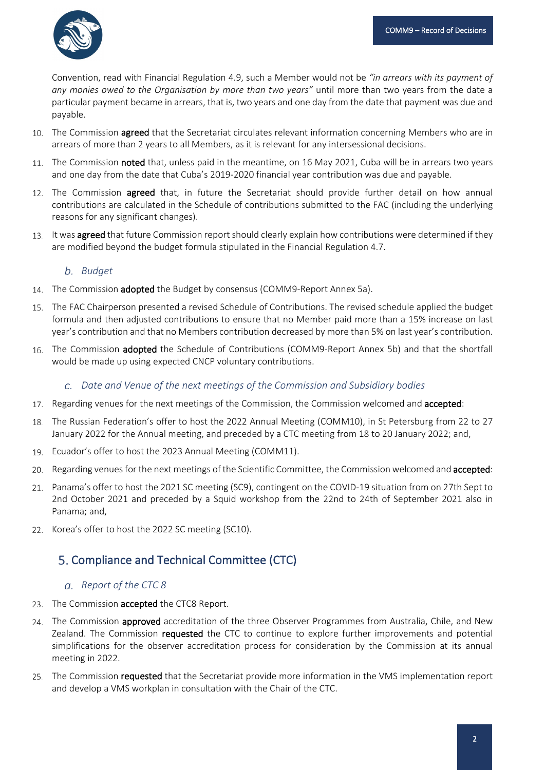Convention, read with Financial Regulation 4.9, such a Member would not be *"in arrears with its payment of any monies owed to the Organisation by more than two years"* until more than two years from the date a particular payment became in arrears, that is, two years and one day from the date that payment was due and payable.

10. The Commission **agreed** that the Secretariat circulates relevant information concerning Members who are in arrears of more than 2 years to all Members, as it is relevant for any intersessional decisions.
11. The Commission **noted** that, unless paid in the meantime, on 16 May 2021, Cuba will be in arrears two years and one day from the date that Cuba's 2019-2020 financial year contribution was due and payable.
12. The Commission **agreed** that, in future the Secretariat should provide further detail on how annual contributions are calculated in the Schedule of contributions submitted to the FAC (including the underlying reasons for any significant changes).
13. It was **agreed** that future Commission report should clearly explain how contributions were determined if they are modified beyond the budget formula stipulated in the Financial Regulation 4.7.

### b. *Budget*

14. The Commission **adopted** the Budget by consensus (COMM9-Report Annex 5a).
15. The FAC Chairperson presented a revised Schedule of Contributions. The revised schedule applied the budget formula and then adjusted contributions to ensure that no Member paid more than a 15% increase on last year's contribution and that no Members contribution decreased by more than 5% on last year's contribution.
16. The Commission **adopted** the Schedule of Contributions (COMM9-Report Annex 5b) and that the shortfall would be made up using expected CNCP voluntary contributions.

### c. *Date and Venue of the next meetings of the Commission and Subsidiary bodies*

17. Regarding venues for the next meetings of the Commission, the Commission welcomed and **accepted**:
18. The Russian Federation's offer to host the 2022 Annual Meeting (COMM10), in St Petersburg from 22 to 27 January 2022 for the Annual meeting, and preceded by a CTC meeting from 18 to 20 January 2022; and,
19. Ecuador's offer to host the 2023 Annual Meeting (COMM11).
20. Regarding venues for the next meetings of the Scientific Committee, the Commission welcomed and **accepted**:
21. Panama's offer to host the 2021 SC meeting (SC9), contingent on the COVID-19 situation from on 27th Sept to 2nd October 2021 and preceded by a Squid workshop from the 22nd to 24th of September 2021 also in Panama; and,
22. Korea's offer to host the 2022 SC meeting (SC10).

## 5. Compliance and Technical Committee (CTC)

### a. *Report of the CTC 8*

23. The Commission **accepted** the CTC8 Report.
24. The Commission **approved** accreditation of the three Observer Programmes from Australia, Chile, and New Zealand. The Commission **requested** the CTC to continue to explore further improvements and potential simplifications for the observer accreditation process for consideration by the Commission at its annual meeting in 2022.
25. The Commission **requested** that the Secretariat provide more information in the VMS implementation report and develop a VMS workplan in consultation with the Chair of the CTC.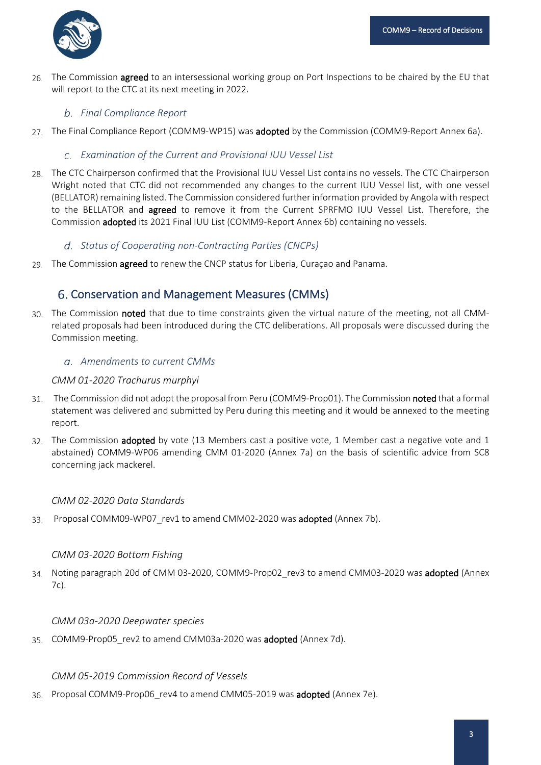26. The Commission **agreed** to an intersessional working group on Port Inspections to be chaired by the EU that will report to the CTC at its next meeting in 2022.

### b. *Final Compliance Report*

27. The Final Compliance Report (COMM9-WP15) was **adopted** by the Commission (COMM9-Report Annex 6a).

### c. *Examination of the Current and Provisional IUU Vessel List*

28. The CTC Chairperson confirmed that the Provisional IUU Vessel List contains no vessels. The CTC Chairperson Wright noted that CTC did not recommended any changes to the current IUU Vessel list, with one vessel (BELLATOR) remaining listed. The Commission considered further information provided by Angola with respect to the BELLATOR and **agreed** to remove it from the Current SPRFMO IUU Vessel List. Therefore, the Commission **adopted** its 2021 Final IUU List (COMM9-Report Annex 6b) containing no vessels.

### d. *Status of Cooperating non-Contracting Parties (CNCPs)*

29. The Commission **agreed** to renew the CNCP status for Liberia, Curaçao and Panama.

## 6. Conservation and Management Measures (CMMs)

30. The Commission **noted** that due to time constraints given the virtual nature of the meeting, not all CMM-related proposals had been introduced during the CTC deliberations. All proposals were discussed during the Commission meeting.

### a. *Amendments to current CMMs*

*CMM 01-2020 Trachurus murphyi*

31. The Commission did not adopt the proposal from Peru (COMM9-Prop01). The Commission **noted** that a formal statement was delivered and submitted by Peru during this meeting and it would be annexed to the meeting report.

32. The Commission **adopted** by vote (13 Members cast a positive vote, 1 Member cast a negative vote and 1 abstained) COMM9-WP06 amending CMM 01-2020 (Annex 7a) on the basis of scientific advice from SC8 concerning jack mackerel.

*CMM 02-2020 Data Standards*

33. Proposal COMM09-WP07_rev1 to amend CMM02-2020 was **adopted** (Annex 7b).

*CMM 03-2020 Bottom Fishing*

34. Noting paragraph 20d of CMM 03-2020, COMM9-Prop02_rev3 to amend CMM03-2020 was **adopted** (Annex 7c).

*CMM 03a-2020 Deepwater species*

35. COMM9-Prop05_rev2 to amend CMM03a-2020 was **adopted** (Annex 7d).

*CMM 05-2019 Commission Record of Vessels*

36. Proposal COMM9-Prop06_rev4 to amend CMM05-2019 was **adopted** (Annex 7e).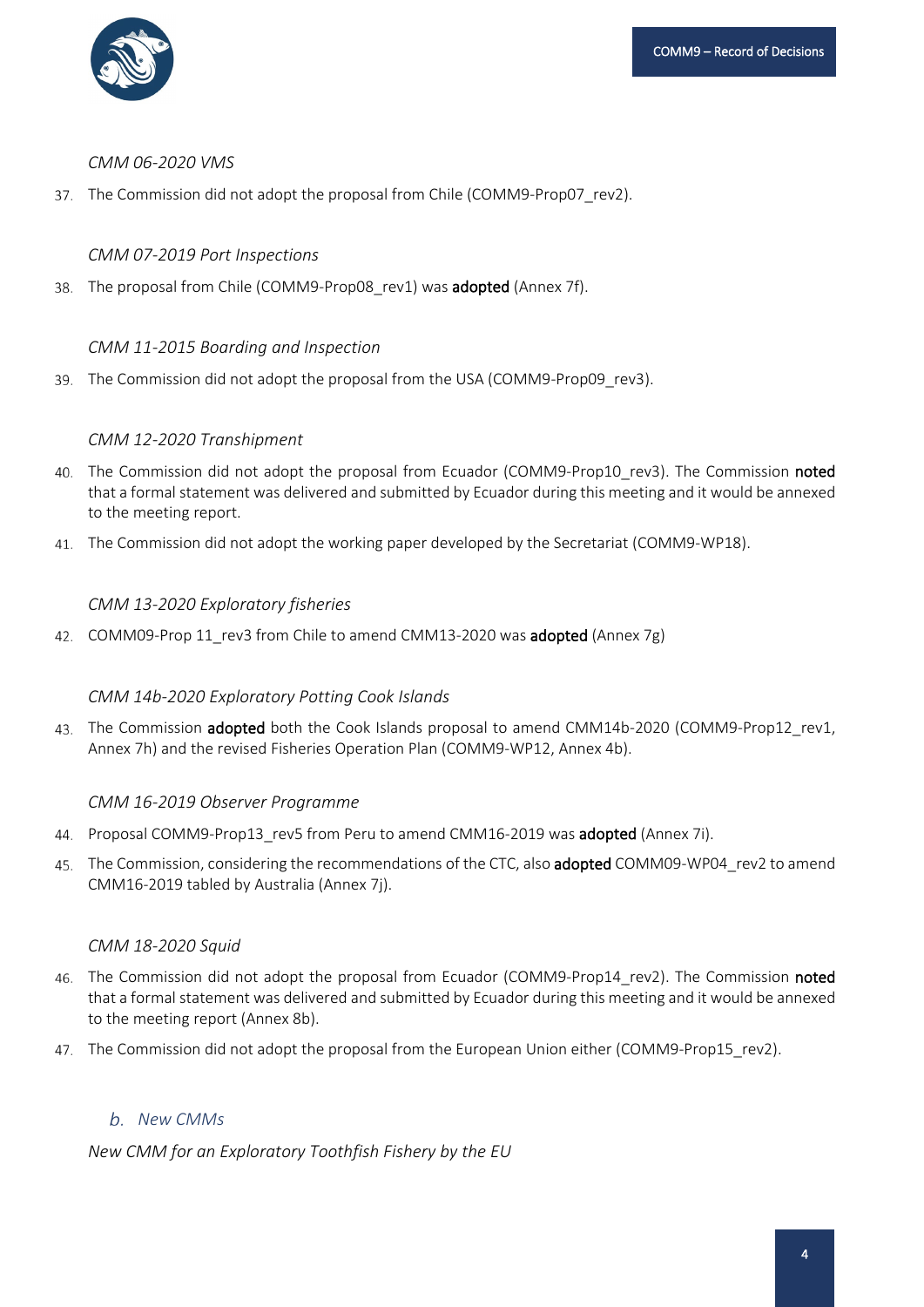*CMM 06-2020 VMS*

37. The Commission did not adopt the proposal from Chile (COMM9-Prop07_rev2).

*CMM 07-2019 Port Inspections*

38. The proposal from Chile (COMM9-Prop08_rev1) was **adopted** (Annex 7f).

*CMM 11-2015 Boarding and Inspection*

39. The Commission did not adopt the proposal from the USA (COMM9-Prop09_rev3).

*CMM 12-2020 Transhipment*

40. The Commission did not adopt the proposal from Ecuador (COMM9-Prop10_rev3). The Commission **noted** that a formal statement was delivered and submitted by Ecuador during this meeting and it would be annexed to the meeting report.
41. The Commission did not adopt the working paper developed by the Secretariat (COMM9-WP18).

*CMM 13-2020 Exploratory fisheries*

42. COMM09-Prop 11_rev3 from Chile to amend CMM13-2020 was **adopted** (Annex 7g)

*CMM 14b-2020 Exploratory Potting Cook Islands*

43. The Commission **adopted** both the Cook Islands proposal to amend CMM14b-2020 (COMM9-Prop12_rev1, Annex 7h) and the revised Fisheries Operation Plan (COMM9-WP12, Annex 4b).

*CMM 16-2019 Observer Programme*

44. Proposal COMM9-Prop13_rev5 from Peru to amend CMM16-2019 was **adopted** (Annex 7i).
45. The Commission, considering the recommendations of the CTC, also **adopted** COMM09-WP04_rev2 to amend CMM16-2019 tabled by Australia (Annex 7j).

*CMM 18-2020 Squid*

46. The Commission did not adopt the proposal from Ecuador (COMM9-Prop14_rev2). The Commission **noted** that a formal statement was delivered and submitted by Ecuador during this meeting and it would be annexed to the meeting report (Annex 8b).
47. The Commission did not adopt the proposal from the European Union either (COMM9-Prop15_rev2).

### *b. New CMMs*

*New CMM for an Exploratory Toothfish Fishery by the EU*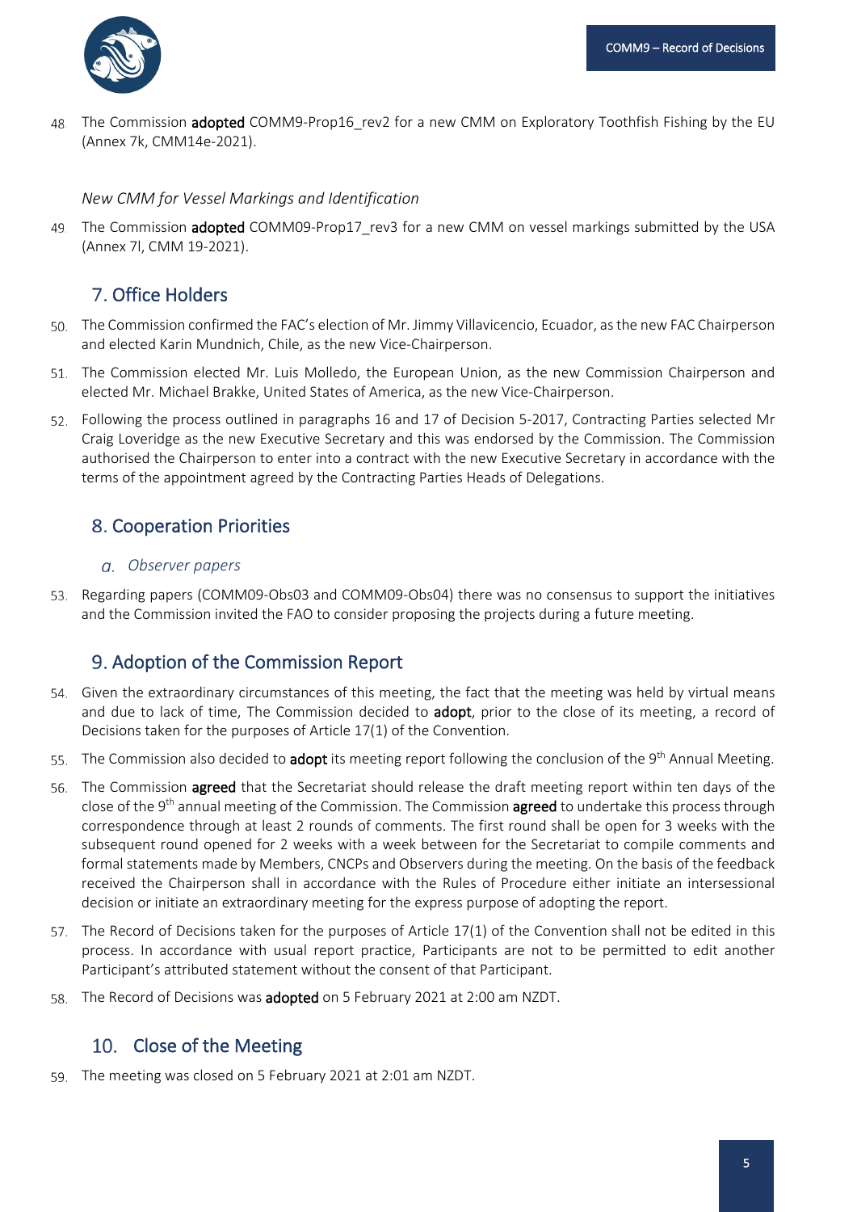48. The Commission **adopted** COMM9-Prop16_rev2 for a new CMM on Exploratory Toothfish Fishing by the EU (Annex 7k, CMM14e-2021).

*New CMM for Vessel Markings and Identification*

49. The Commission **adopted** COMM09-Prop17_rev3 for a new CMM on vessel markings submitted by the USA (Annex 7l, CMM 19-2021).

## 7. Office Holders

50. The Commission confirmed the FAC's election of Mr. Jimmy Villavicencio, Ecuador, as the new FAC Chairperson and elected Karin Mundnich, Chile, as the new Vice-Chairperson.

51. The Commission elected Mr. Luis Molledo, the European Union, as the new Commission Chairperson and elected Mr. Michael Brakke, United States of America, as the new Vice-Chairperson.

52. Following the process outlined in paragraphs 16 and 17 of Decision 5-2017, Contracting Parties selected Mr Craig Loveridge as the new Executive Secretary and this was endorsed by the Commission. The Commission authorised the Chairperson to enter into a contract with the new Executive Secretary in accordance with the terms of the appointment agreed by the Contracting Parties Heads of Delegations.

## 8. Cooperation Priorities

### *a. Observer papers*

53. Regarding papers (COMM09-Obs03 and COMM09-Obs04) there was no consensus to support the initiatives and the Commission invited the FAO to consider proposing the projects during a future meeting.

## 9. Adoption of the Commission Report

54. Given the extraordinary circumstances of this meeting, the fact that the meeting was held by virtual means and due to lack of time, The Commission decided to **adopt**, prior to the close of its meeting, a record of Decisions taken for the purposes of Article 17(1) of the Convention.

55. The Commission also decided to **adopt** its meeting report following the conclusion of the 9th Annual Meeting.

56. The Commission **agreed** that the Secretariat should release the draft meeting report within ten days of the close of the 9th annual meeting of the Commission. The Commission **agreed** to undertake this process through correspondence through at least 2 rounds of comments. The first round shall be open for 3 weeks with the subsequent round opened for 2 weeks with a week between for the Secretariat to compile comments and formal statements made by Members, CNCPs and Observers during the meeting. On the basis of the feedback received the Chairperson shall in accordance with the Rules of Procedure either initiate an intersessional decision or initiate an extraordinary meeting for the express purpose of adopting the report.

57. The Record of Decisions taken for the purposes of Article 17(1) of the Convention shall not be edited in this process. In accordance with usual report practice, Participants are not to be permitted to edit another Participant's attributed statement without the consent of that Participant.

58. The Record of Decisions was **adopted** on 5 February 2021 at 2:00 am NZDT.

## 10. Close of the Meeting

59. The meeting was closed on 5 February 2021 at 2:01 am NZDT.